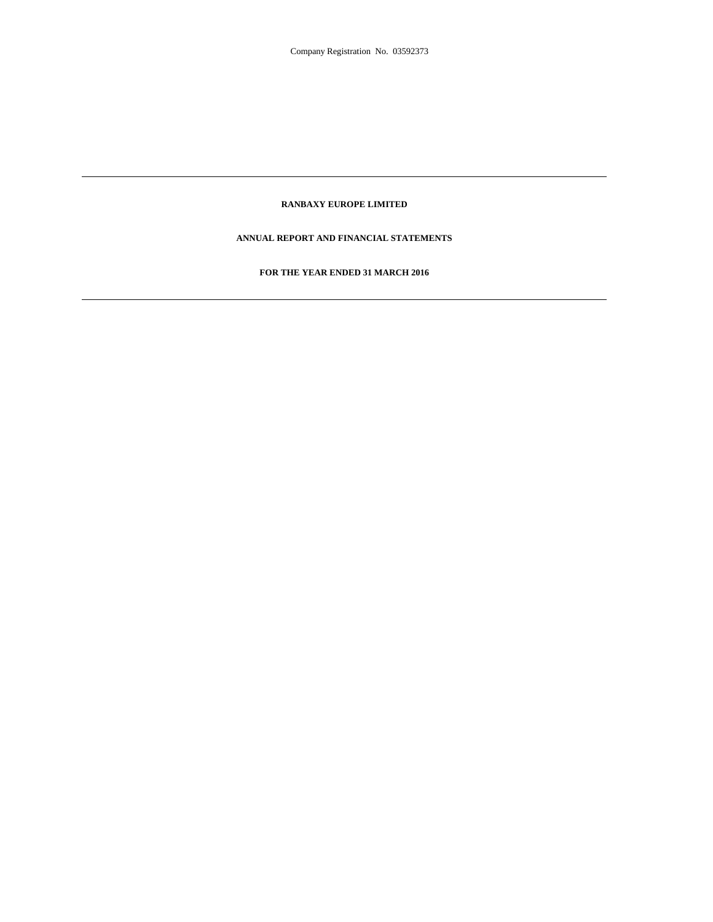Company Registration No. 03592373

---

**RANBAXY EUROPE LIMITED**

**ANNUAL REPORT AND FINANCIAL STATEMENTS**

**FOR THE YEAR ENDED 31 MARCH 2016**

---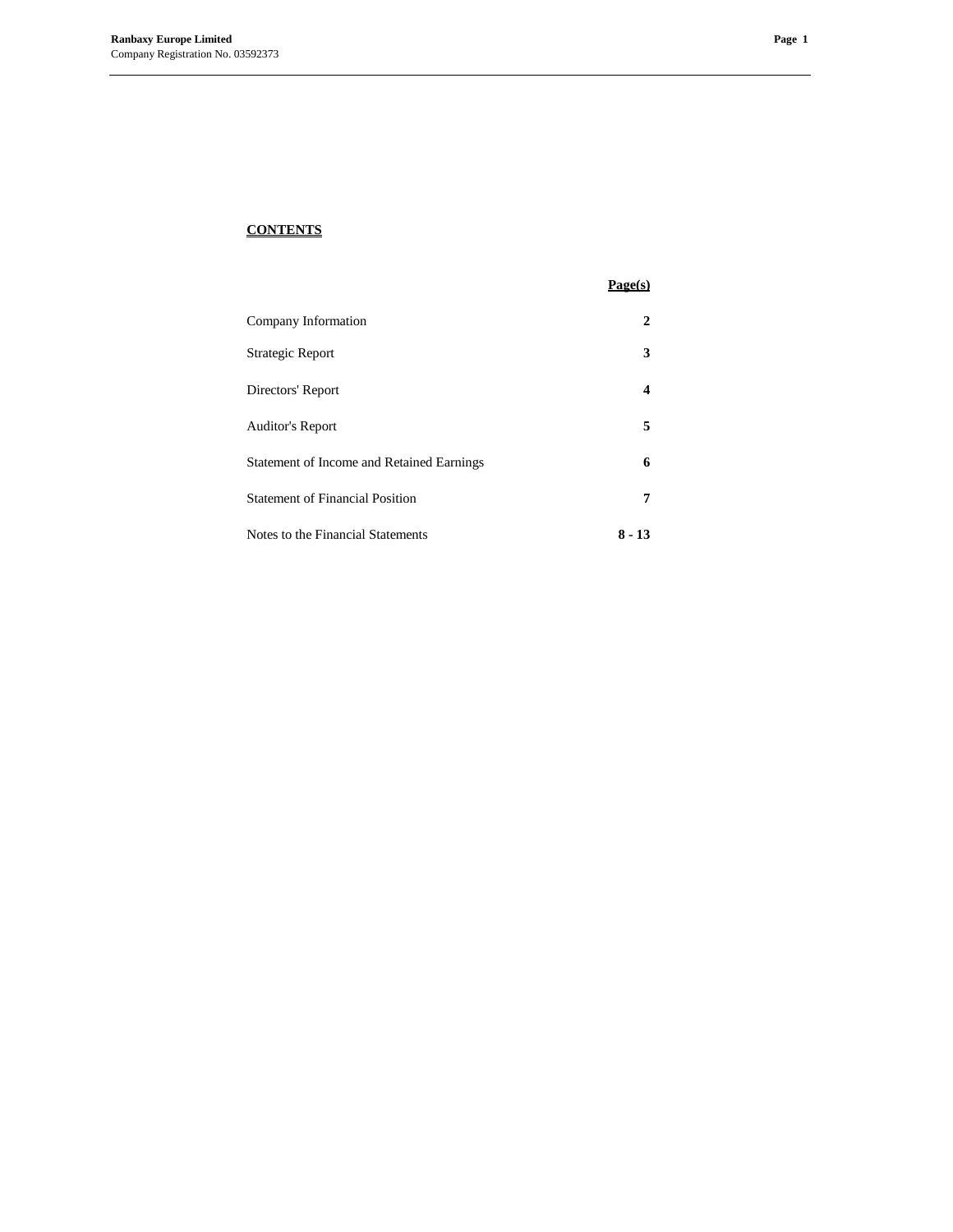## CONTENTS

| | Page(s) |
|---|---|
| Company Information | 2 |
| Strategic Report | 3 |
| Directors' Report | 4 |
| Auditor's Report | 5 |
| Statement of Income and Retained Earnings | 6 |
| Statement of Financial Position | 7 |
| Notes to the Financial Statements | 8 - 13 |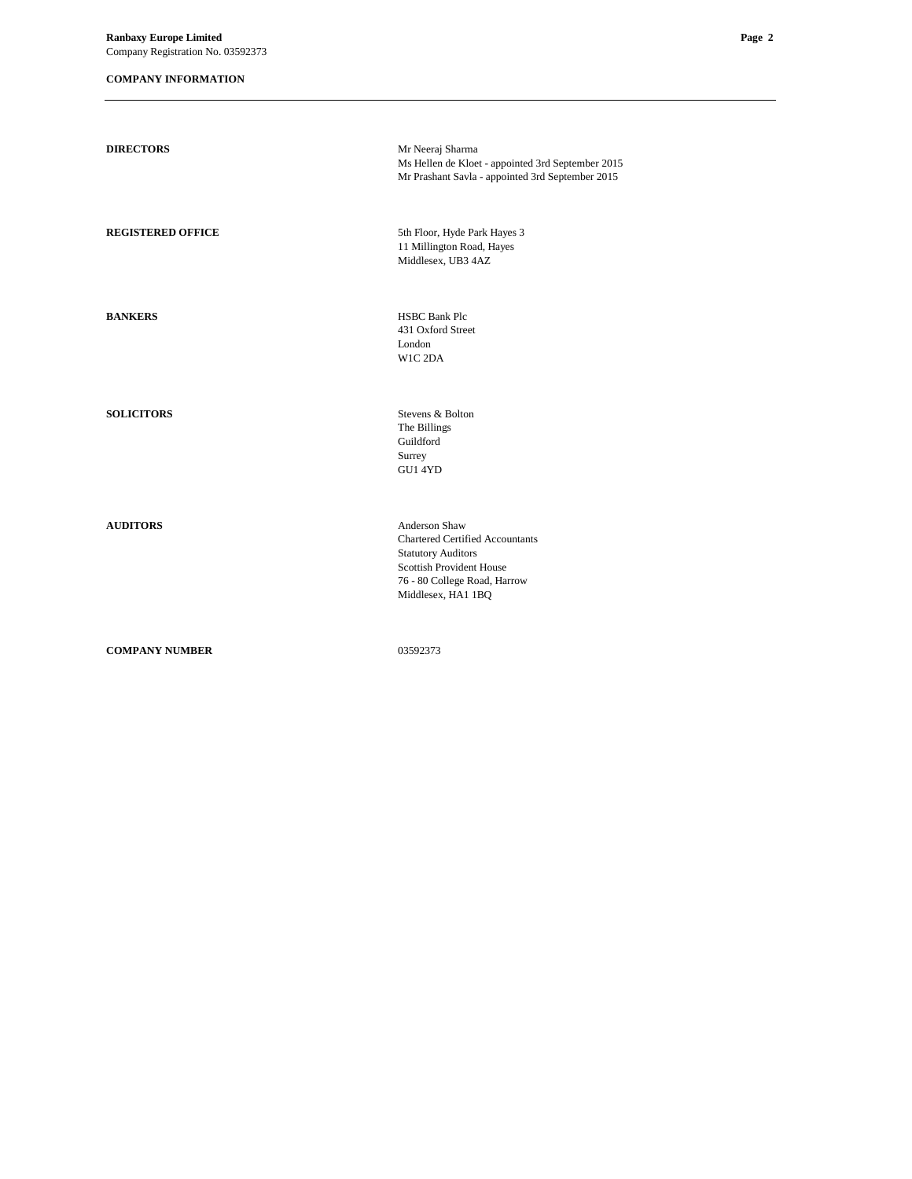## COMPANY INFORMATION

| | |
|---|---|
| **DIRECTORS** | Mr Neeraj Sharma<br>Ms Hellen de Kloet - appointed 3rd September 2015<br>Mr Prashant Savla - appointed 3rd September 2015 |
| **REGISTERED OFFICE** | 5th Floor, Hyde Park Hayes 3<br>11 Millington Road, Hayes<br>Middlesex, UB3 4AZ |
| **BANKERS** | HSBC Bank Plc<br>431 Oxford Street<br>London<br>W1C 2DA |
| **SOLICITORS** | Stevens & Bolton<br>The Billings<br>Guildford<br>Surrey<br>GU1 4YD |
| **AUDITORS** | Anderson Shaw<br>Chartered Certified Accountants<br>Statutory Auditors<br>Scottish Provident House<br>76 - 80 College Road, Harrow<br>Middlesex, HA1 1BQ |
| **COMPANY NUMBER** | 03592373 |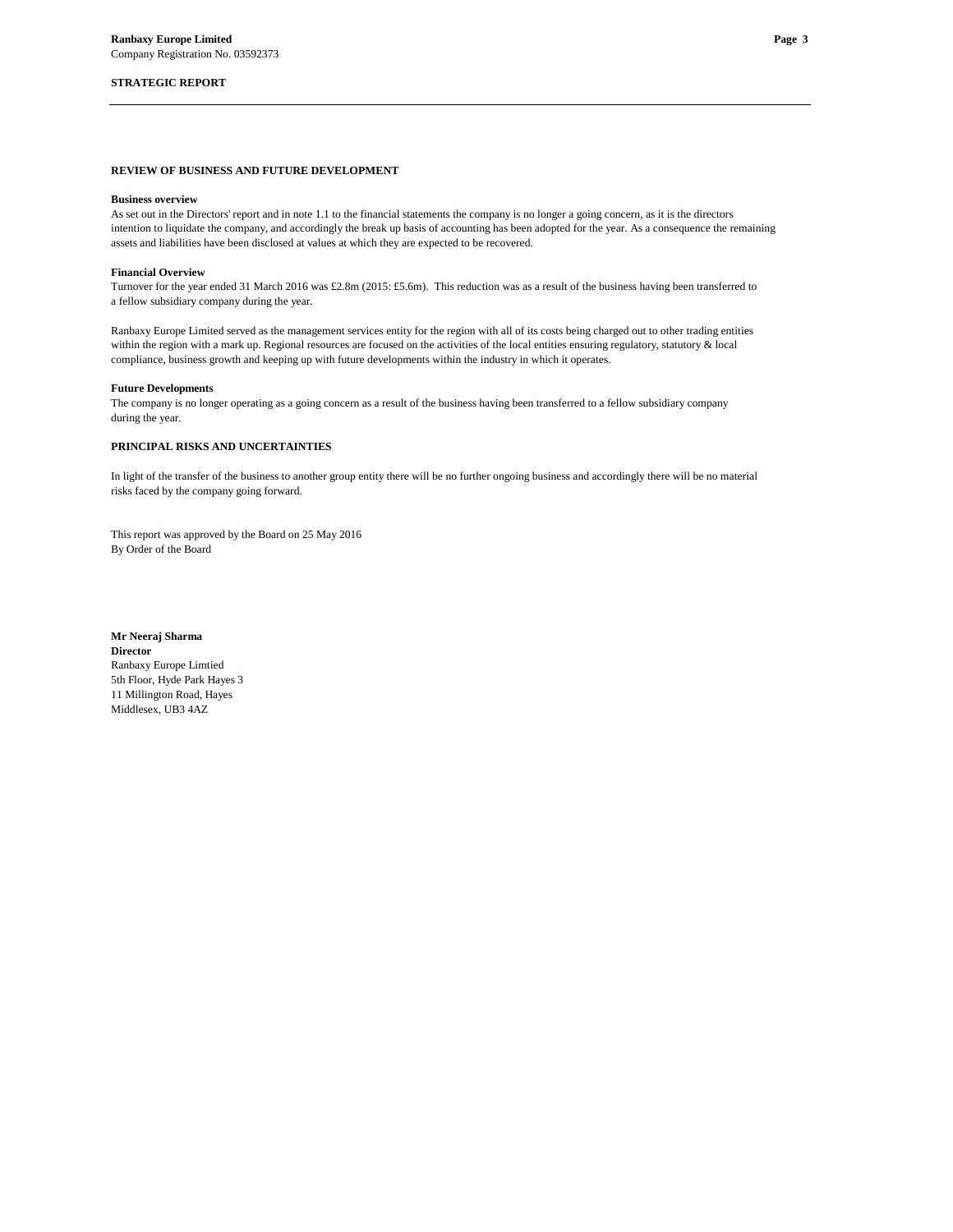## STRATEGIC REPORT

### REVIEW OF BUSINESS AND FUTURE DEVELOPMENT

**Business overview**

As set out in the Directors' report and in note 1.1 to the financial statements the company is no longer a going concern, as it is the directors intention to liquidate the company, and accordingly the break up basis of accounting has been adopted for the year. As a consequence the remaining assets and liabilities have been disclosed at values at which they are expected to be recovered.

**Financial Overview**

Turnover for the year ended 31 March 2016 was £2.8m (2015: £5.6m). This reduction was as a result of the business having been transferred to a fellow subsidiary company during the year.

Ranbaxy Europe Limited served as the management services entity for the region with all of its costs being charged out to other trading entities within the region with a mark up. Regional resources are focused on the activities of the local entities ensuring regulatory, statutory & local compliance, business growth and keeping up with future developments within the industry in which it operates.

**Future Developments**

The company is no longer operating as a going concern as a result of the business having been transferred to a fellow subsidiary company during the year.

### PRINCIPAL RISKS AND UNCERTAINTIES

In light of the transfer of the business to another group entity there will be no further ongoing business and accordingly there will be no material risks faced by the company going forward.

This report was approved by the Board on 25 May 2016
By Order of the Board

**Mr Neeraj Sharma**
**Director**
Ranbaxy Europe Limtied
5th Floor, Hyde Park Hayes 3
11 Millington Road, Hayes
Middlesex, UB3 4AZ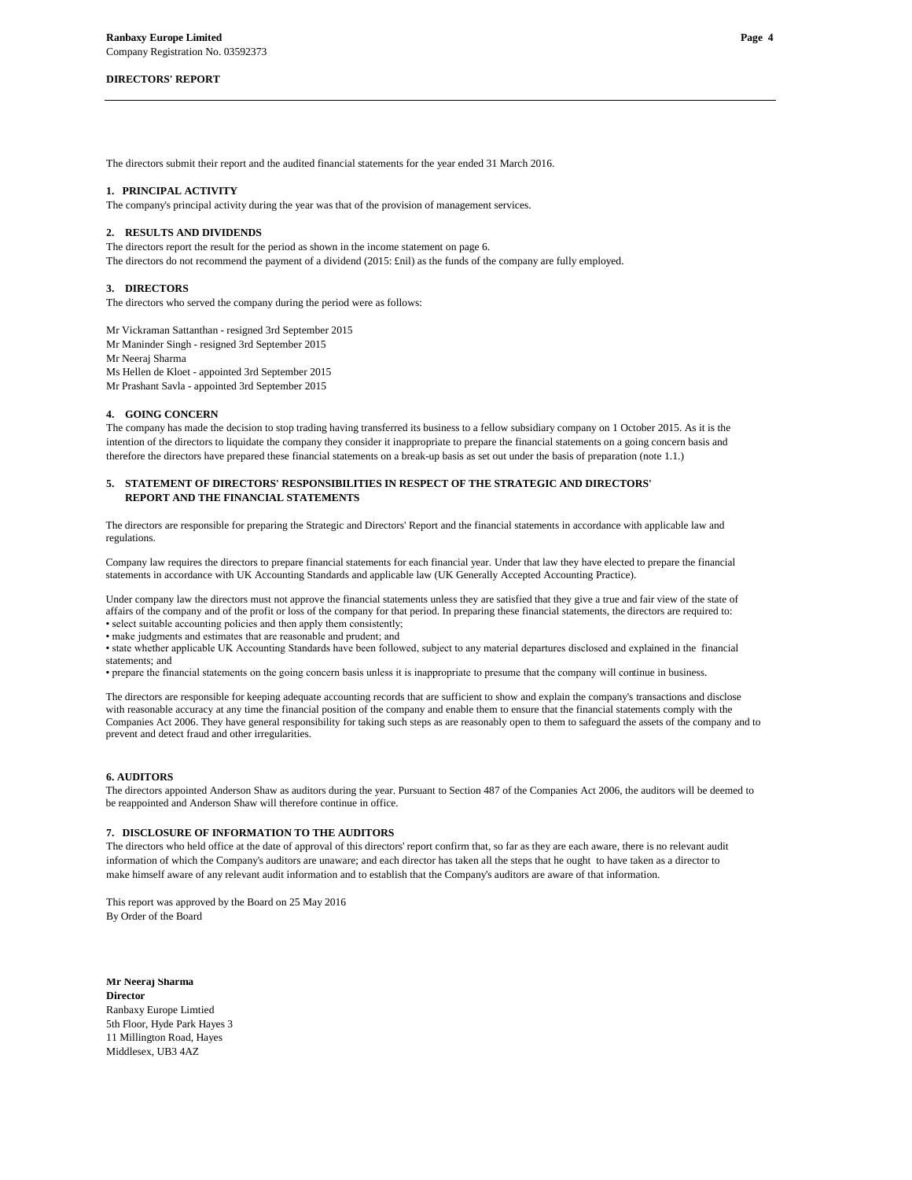**Ranbaxy Europe Limited**
Company Registration No. 03592373

**DIRECTORS' REPORT**

The directors submit their report and the audited financial statements for the year ended 31 March 2016.

### 1. PRINCIPAL ACTIVITY

The company's principal activity during the year was that of the provision of management services.

### 2. RESULTS AND DIVIDENDS

The directors report the result for the period as shown in the income statement on page 6.
The directors do not recommend the payment of a dividend (2015: £nil) as the funds of the company are fully employed.

### 3. DIRECTORS

The directors who served the company during the period were as follows:

Mr Vickraman Sattanthan - resigned 3rd September 2015
Mr Maninder Singh - resigned 3rd September 2015
Mr Neeraj Sharma
Ms Hellen de Kloet - appointed 3rd September 2015
Mr Prashant Savla - appointed 3rd September 2015

### 4. GOING CONCERN

The company has made the decision to stop trading having transferred its business to a fellow subsidiary company on 1 October 2015. As it is the intention of the directors to liquidate the company they consider it inappropriate to prepare the financial statements on a going concern basis and therefore the directors have prepared these financial statements on a break-up basis as set out under the basis of preparation (note 1.1.)

### 5. STATEMENT OF DIRECTORS' RESPONSIBILITIES IN RESPECT OF THE STRATEGIC AND DIRECTORS' REPORT AND THE FINANCIAL STATEMENTS

The directors are responsible for preparing the Strategic and Directors' Report and the financial statements in accordance with applicable law and regulations.

Company law requires the directors to prepare financial statements for each financial year. Under that law they have elected to prepare the financial statements in accordance with UK Accounting Standards and applicable law (UK Generally Accepted Accounting Practice).

Under company law the directors must not approve the financial statements unless they are satisfied that they give a true and fair view of the state of affairs of the company and of the profit or loss of the company for that period. In preparing these financial statements, the directors are required to:

- select suitable accounting policies and then apply them consistently;
- make judgments and estimates that are reasonable and prudent; and
- state whether applicable UK Accounting Standards have been followed, subject to any material departures disclosed and explained in the financial statements; and
- prepare the financial statements on the going concern basis unless it is inappropriate to presume that the company will continue in business.

The directors are responsible for keeping adequate accounting records that are sufficient to show and explain the company's transactions and disclose with reasonable accuracy at any time the financial position of the company and enable them to ensure that the financial statements comply with the Companies Act 2006. They have general responsibility for taking such steps as are reasonably open to them to safeguard the assets of the company and to prevent and detect fraud and other irregularities.

### 6. AUDITORS

The directors appointed Anderson Shaw as auditors during the year. Pursuant to Section 487 of the Companies Act 2006, the auditors will be deemed to be reappointed and Anderson Shaw will therefore continue in office.

### 7. DISCLOSURE OF INFORMATION TO THE AUDITORS

The directors who held office at the date of approval of this directors' report confirm that, so far as they are each aware, there is no relevant audit information of which the Company's auditors are unaware; and each director has taken all the steps that he ought to have taken as a director to make himself aware of any relevant audit information and to establish that the Company's auditors are aware of that information.

This report was approved by the Board on 25 May 2016
By Order of the Board

**Mr Neeraj Sharma**
**Director**
Ranbaxy Europe Limtied
5th Floor, Hyde Park Hayes 3
11 Millington Road, Hayes
Middlesex, UB3 4AZ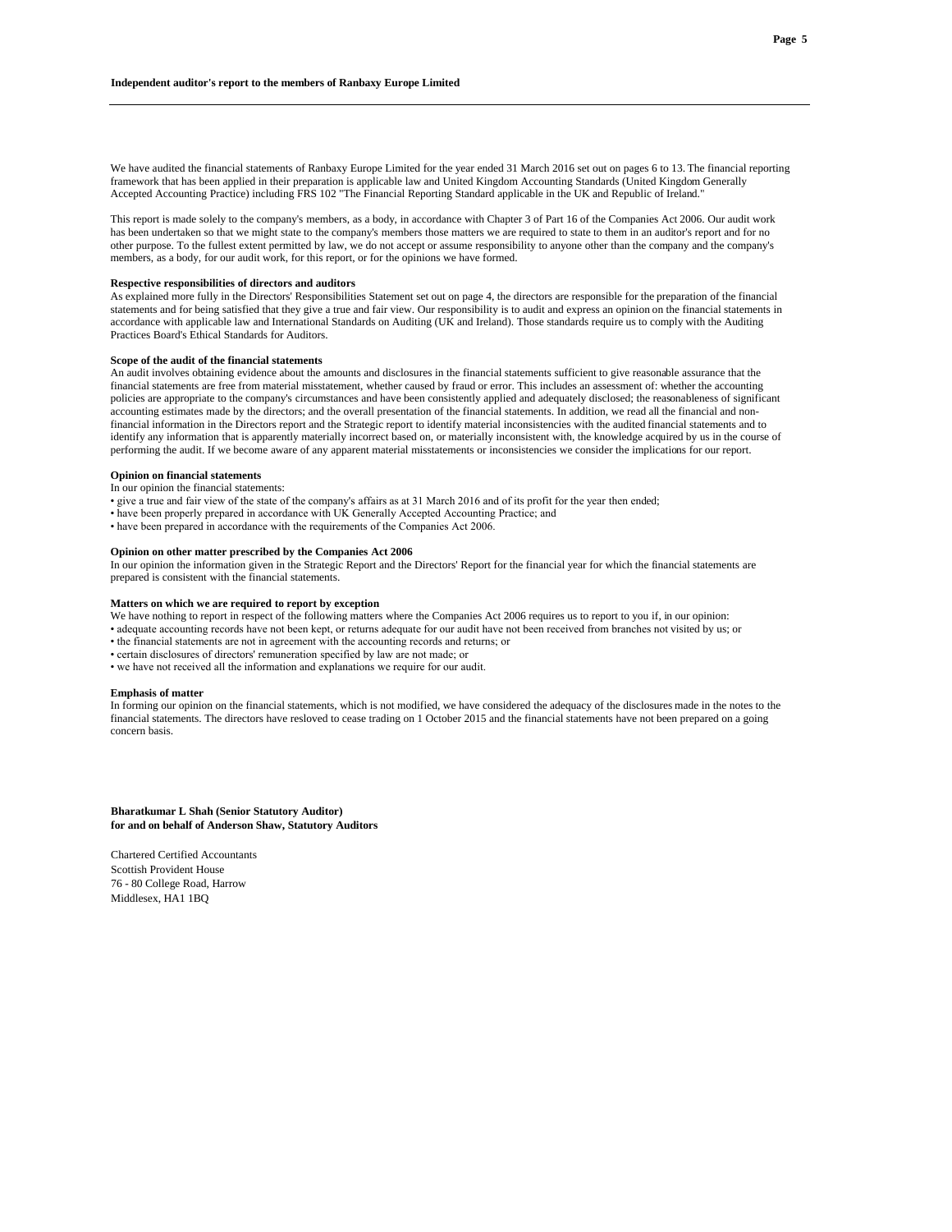# Independent auditor's report to the members of Ranbaxy Europe Limited

We have audited the financial statements of Ranbaxy Europe Limited for the year ended 31 March 2016 set out on pages 6 to 13. The financial reporting framework that has been applied in their preparation is applicable law and United Kingdom Accounting Standards (United Kingdom Generally Accepted Accounting Practice) including FRS 102 "The Financial Reporting Standard applicable in the UK and Republic of Ireland."

This report is made solely to the company's members, as a body, in accordance with Chapter 3 of Part 16 of the Companies Act 2006. Our audit work has been undertaken so that we might state to the company's members those matters we are required to state to them in an auditor's report and for no other purpose. To the fullest extent permitted by law, we do not accept or assume responsibility to anyone other than the company and the company's members, as a body, for our audit work, for this report, or for the opinions we have formed.

**Respective responsibilities of directors and auditors**

As explained more fully in the Directors' Responsibilities Statement set out on page 4, the directors are responsible for the preparation of the financial statements and for being satisfied that they give a true and fair view. Our responsibility is to audit and express an opinion on the financial statements in accordance with applicable law and International Standards on Auditing (UK and Ireland). Those standards require us to comply with the Auditing Practices Board's Ethical Standards for Auditors.

**Scope of the audit of the financial statements**

An audit involves obtaining evidence about the amounts and disclosures in the financial statements sufficient to give reasonable assurance that the financial statements are free from material misstatement, whether caused by fraud or error. This includes an assessment of: whether the accounting policies are appropriate to the company's circumstances and have been consistently applied and adequately disclosed; the reasonableness of significant accounting estimates made by the directors; and the overall presentation of the financial statements. In addition, we read all the financial and non-financial information in the Directors report and the Strategic report to identify material inconsistencies with the audited financial statements and to identify any information that is apparently materially incorrect based on, or materially inconsistent with, the knowledge acquired by us in the course of performing the audit. If we become aware of any apparent material misstatements or inconsistencies we consider the implications for our report.

**Opinion on financial statements**

In our opinion the financial statements:

- give a true and fair view of the state of the company's affairs as at 31 March 2016 and of its profit for the year then ended;
- have been properly prepared in accordance with UK Generally Accepted Accounting Practice; and
- have been prepared in accordance with the requirements of the Companies Act 2006.

**Opinion on other matter prescribed by the Companies Act 2006**

In our opinion the information given in the Strategic Report and the Directors' Report for the financial year for which the financial statements are prepared is consistent with the financial statements.

**Matters on which we are required to report by exception**

We have nothing to report in respect of the following matters where the Companies Act 2006 requires us to report to you if, in our opinion:

- adequate accounting records have not been kept, or returns adequate for our audit have not been received from branches not visited by us; or
- the financial statements are not in agreement with the accounting records and returns; or
- certain disclosures of directors' remuneration specified by law are not made; or
- we have not received all the information and explanations we require for our audit.

**Emphasis of matter**

In forming our opinion on the financial statements, which is not modified, we have considered the adequacy of the disclosures made in the notes to the financial statements. The directors have resloved to cease trading on 1 October 2015 and the financial statements have not been prepared on a going concern basis.

**Bharatkumar L Shah (Senior Statutory Auditor)**
**for and on behalf of Anderson Shaw, Statutory Auditors**

Chartered Certified Accountants
Scottish Provident House
76 - 80 College Road, Harrow
Middlesex, HA1 1BQ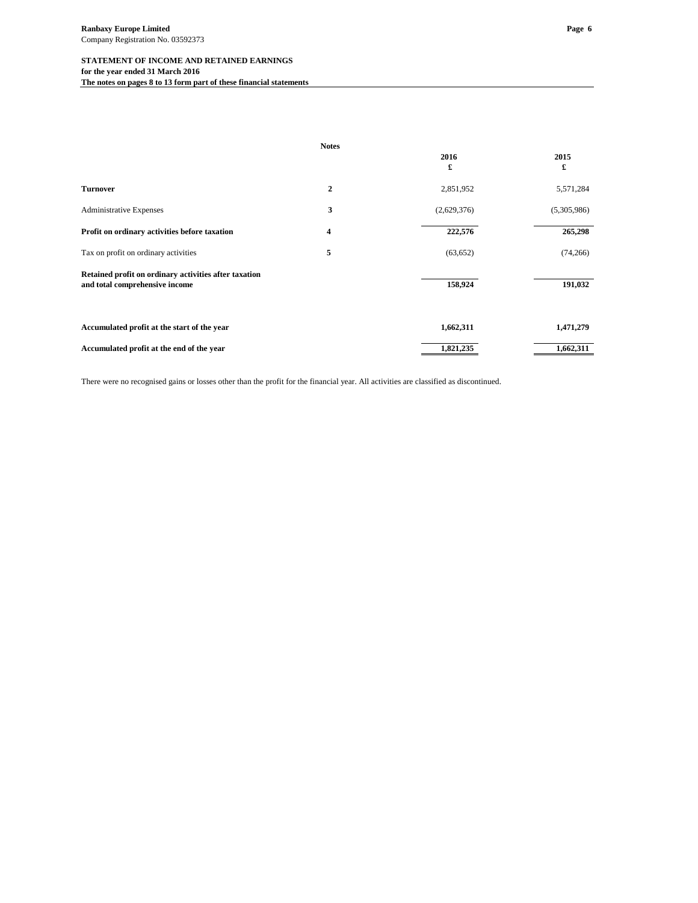**Ranbaxy Europe Limited**
Company Registration No. 03592373

**STATEMENT OF INCOME AND RETAINED EARNINGS**
**for the year ended 31 March 2016**
**The notes on pages 8 to 13 form part of these financial statements**

| | Notes | 2016<br>£ | 2015<br>£ |
|---|---|---|---|
| **Turnover** | 2 | 2,851,952 | 5,571,284 |
| Administrative Expenses | 3 | (2,629,376) | (5,305,986) |
| **Profit on ordinary activities before taxation** | 4 | **222,576** | **265,298** |
| Tax on profit on ordinary activities | 5 | (63,652) | (74,266) |
| **Retained profit on ordinary activities after taxation and total comprehensive income** | | **158,924** | **191,032** |
| **Accumulated profit at the start of the year** | | **1,662,311** | **1,471,279** |
| **Accumulated profit at the end of the year** | | **1,821,235** | **1,662,311** |

There were no recognised gains or losses other than the profit for the financial year. All activities are classified as discontinued.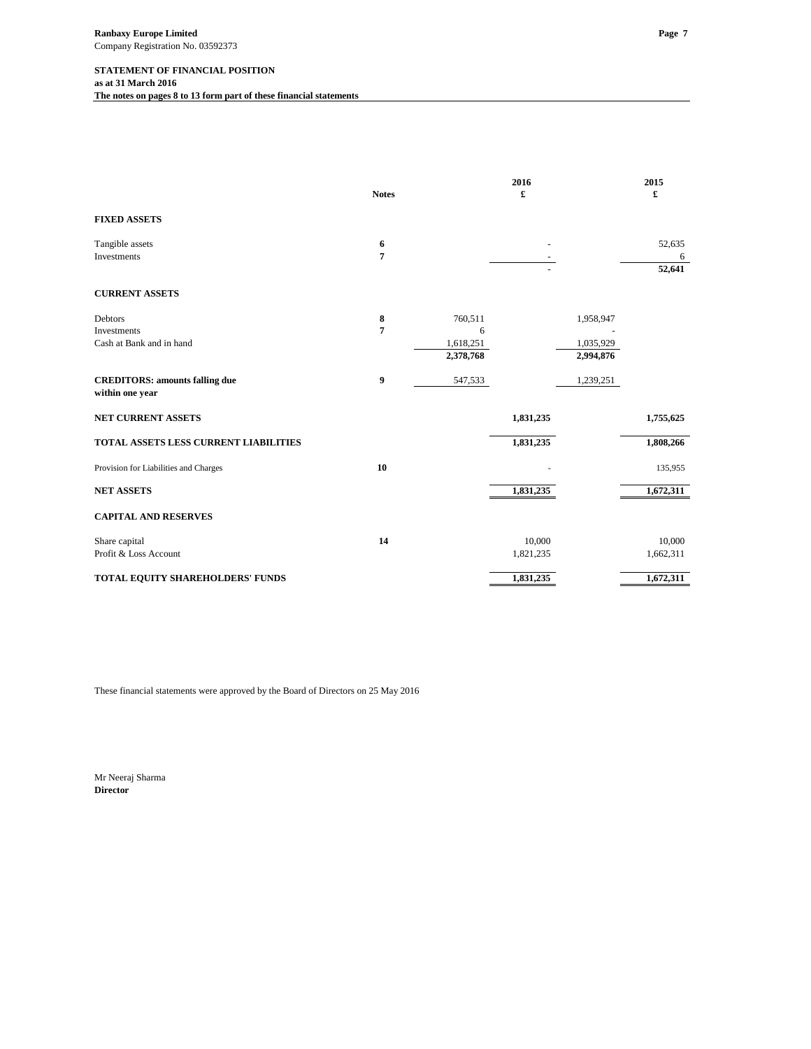**Ranbaxy Europe Limited**
Company Registration No. 03592373

**STATEMENT OF FINANCIAL POSITION**
**as at 31 March 2016**
**The notes on pages 8 to 13 form part of these financial statements**

| | Notes | | 2016 £ | | 2015 £ |
|---|---|---|---|---|---|
| **FIXED ASSETS** | | | | | |
| Tangible assets | 6 | | - | | 52,635 |
| Investments | 7 | | - | | 6 |
| | | | - | | **52,641** |
| **CURRENT ASSETS** | | | | | |
| Debtors | 8 | 760,511 | | 1,958,947 | |
| Investments | 7 | 6 | | - | |
| Cash at Bank and in hand | | 1,618,251 | | 1,035,929 | |
| | | **2,378,768** | | **2,994,876** | |
| **CREDITORS: amounts falling due within one year** | 9 | 547,533 | | 1,239,251 | |
| **NET CURRENT ASSETS** | | | **1,831,235** | | **1,755,625** |
| **TOTAL ASSETS LESS CURRENT LIABILITIES** | | | **1,831,235** | | **1,808,266** |
| Provision for Liabilities and Charges | 10 | | - | | 135,955 |
| **NET ASSETS** | | | **1,831,235** | | **1,672,311** |
| **CAPITAL AND RESERVES** | | | | | |
| Share capital | 14 | | 10,000 | | 10,000 |
| Profit & Loss Account | | | 1,821,235 | | 1,662,311 |
| **TOTAL EQUITY SHAREHOLDERS' FUNDS** | | | **1,831,235** | | **1,672,311** |

These financial statements were approved by the Board of Directors on 25 May 2016

Mr Neeraj Sharma
**Director**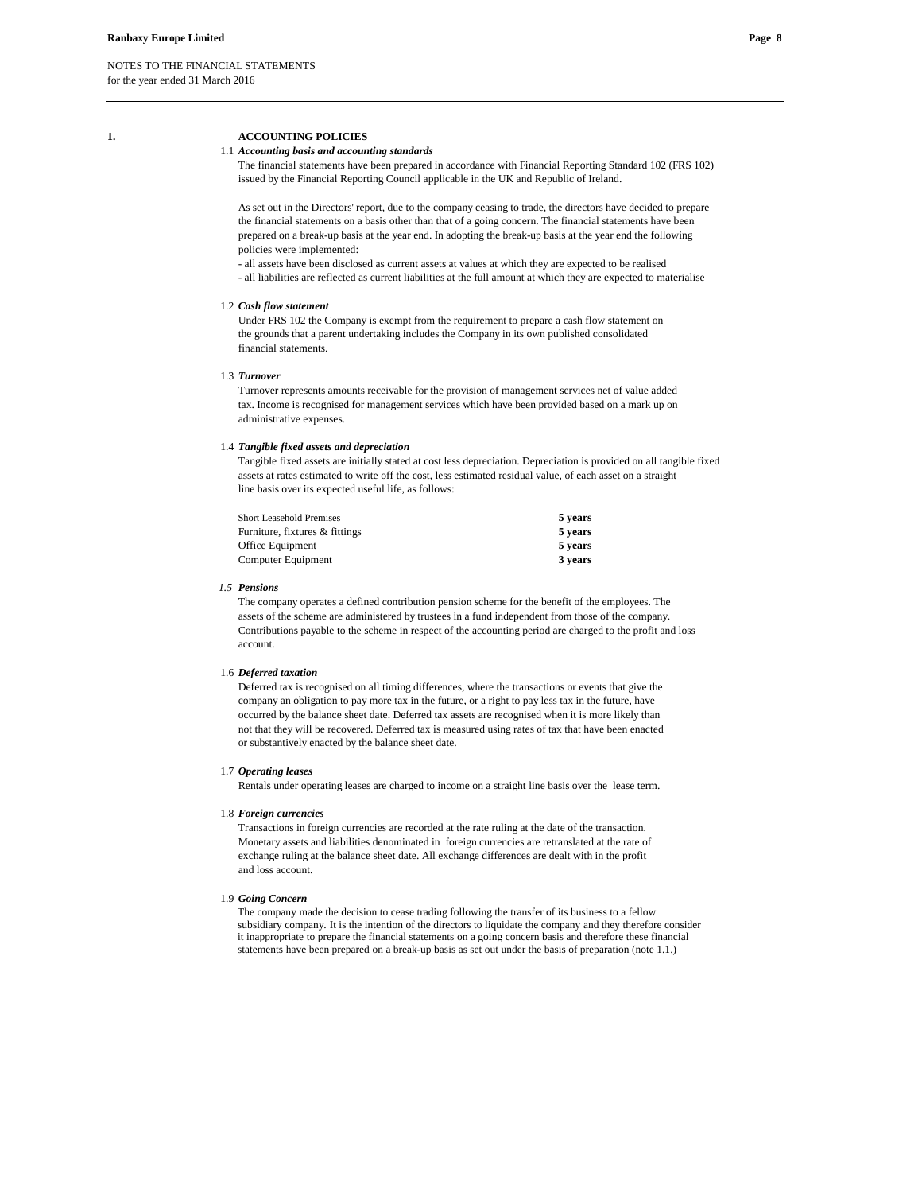NOTES TO THE FINANCIAL STATEMENTS
for the year ended 31 March 2016

## 1. ACCOUNTING POLICIES

### 1.1 *Accounting basis and accounting standards*

The financial statements have been prepared in accordance with Financial Reporting Standard 102 (FRS 102) issued by the Financial Reporting Council applicable in the UK and Republic of Ireland.

As set out in the Directors' report, due to the company ceasing to trade, the directors have decided to prepare the financial statements on a basis other than that of a going concern. The financial statements have been prepared on a break-up basis at the year end. In adopting the break-up basis at the year end the following policies were implemented:

- all assets have been disclosed as current assets at values at which they are expected to be realised
- all liabilities are reflected as current liabilities at the full amount at which they are expected to materialise

### 1.2 *Cash flow statement*

Under FRS 102 the Company is exempt from the requirement to prepare a cash flow statement on the grounds that a parent undertaking includes the Company in its own published consolidated financial statements.

### 1.3 *Turnover*

Turnover represents amounts receivable for the provision of management services net of value added tax. Income is recognised for management services which have been provided based on a mark up on administrative expenses.

### 1.4 *Tangible fixed assets and depreciation*

Tangible fixed assets are initially stated at cost less depreciation. Depreciation is provided on all tangible fixed assets at rates estimated to write off the cost, less estimated residual value, of each asset on a straight line basis over its expected useful life, as follows:

| | |
|---|---|
| Short Leasehold Premises | **5 years** |
| Furniture, fixtures & fittings | **5 years** |
| Office Equipment | **5 years** |
| Computer Equipment | **3 years** |

### 1.5 *Pensions*

The company operates a defined contribution pension scheme for the benefit of the employees. The assets of the scheme are administered by trustees in a fund independent from those of the company. Contributions payable to the scheme in respect of the accounting period are charged to the profit and loss account.

### 1.6 *Deferred taxation*

Deferred tax is recognised on all timing differences, where the transactions or events that give the company an obligation to pay more tax in the future, or a right to pay less tax in the future, have occurred by the balance sheet date. Deferred tax assets are recognised when it is more likely than not that they will be recovered. Deferred tax is measured using rates of tax that have been enacted or substantively enacted by the balance sheet date.

### 1.7 *Operating leases*

Rentals under operating leases are charged to income on a straight line basis over the lease term.

### 1.8 *Foreign currencies*

Transactions in foreign currencies are recorded at the rate ruling at the date of the transaction. Monetary assets and liabilities denominated in foreign currencies are retranslated at the rate of exchange ruling at the balance sheet date. All exchange differences are dealt with in the profit and loss account.

### 1.9 *Going Concern*

The company made the decision to cease trading following the transfer of its business to a fellow subsidiary company. It is the intention of the directors to liquidate the company and they therefore consider it inappropriate to prepare the financial statements on a going concern basis and therefore these financial statements have been prepared on a break-up basis as set out under the basis of preparation (note 1.1.)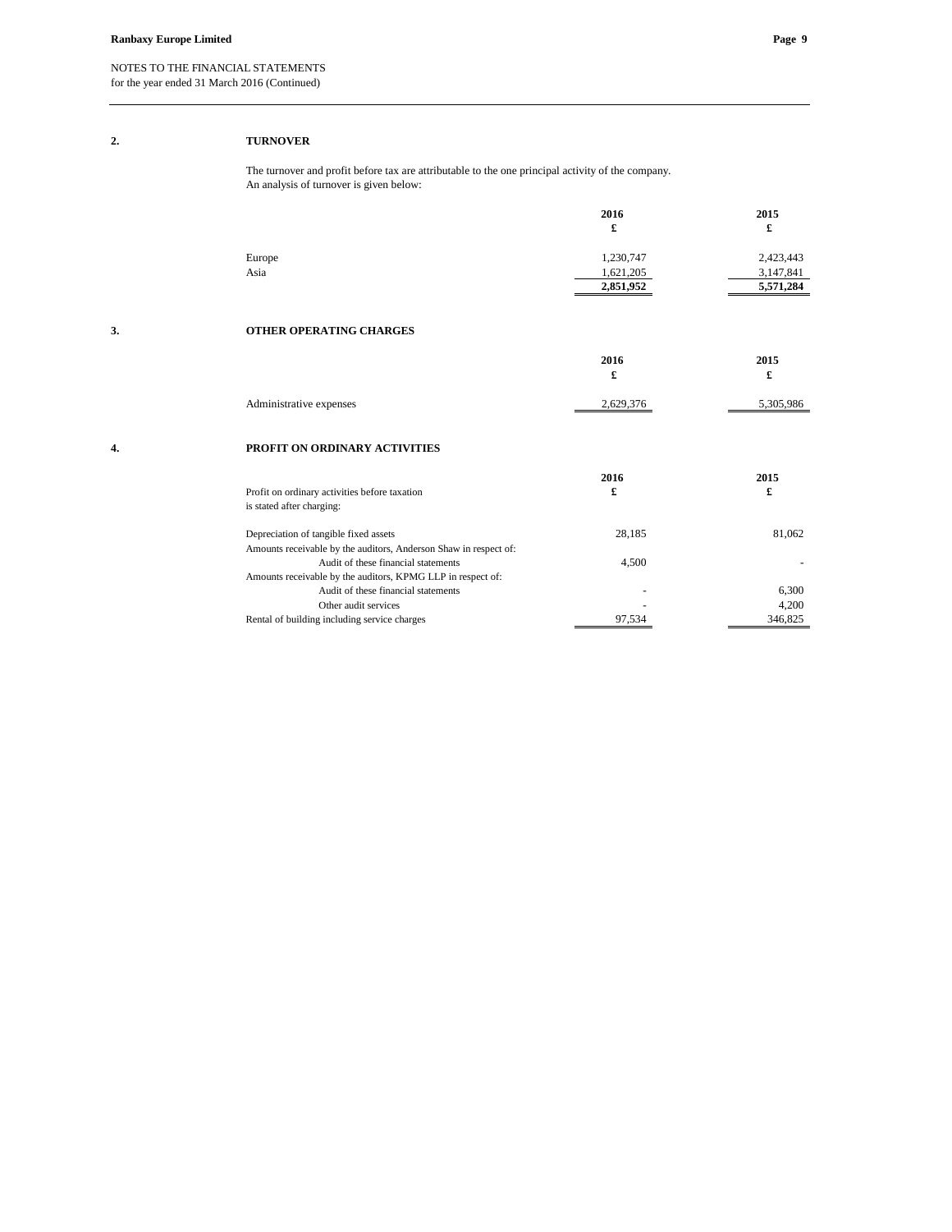NOTES TO THE FINANCIAL STATEMENTS
for the year ended 31 March 2016 (Continued)

## 2. TURNOVER

The turnover and profit before tax are attributable to the one principal activity of the company.
An analysis of turnover is given below:

| | 2016 £ | 2015 £ |
|---|---|---|
| Europe | 1,230,747 | 2,423,443 |
| Asia | 1,621,205 | 3,147,841 |
| | **2,851,952** | **5,571,284** |

## 3. OTHER OPERATING CHARGES

| | 2016 £ | 2015 £ |
|---|---|---|
| Administrative expenses | 2,629,376 | 5,305,986 |

## 4. PROFIT ON ORDINARY ACTIVITIES

| Profit on ordinary activities before taxation is stated after charging: | 2016 £ | 2015 £ |
|---|---|---|
| Depreciation of tangible fixed assets | 28,185 | 81,062 |
| Amounts receivable by the auditors, Anderson Shaw in respect of: | | |
| Audit of these financial statements | 4,500 | - |
| Amounts receivable by the auditors, KPMG LLP in respect of: | | |
| Audit of these financial statements | - | 6,300 |
| Other audit services | - | 4,200 |
| Rental of building including service charges | 97,534 | 346,825 |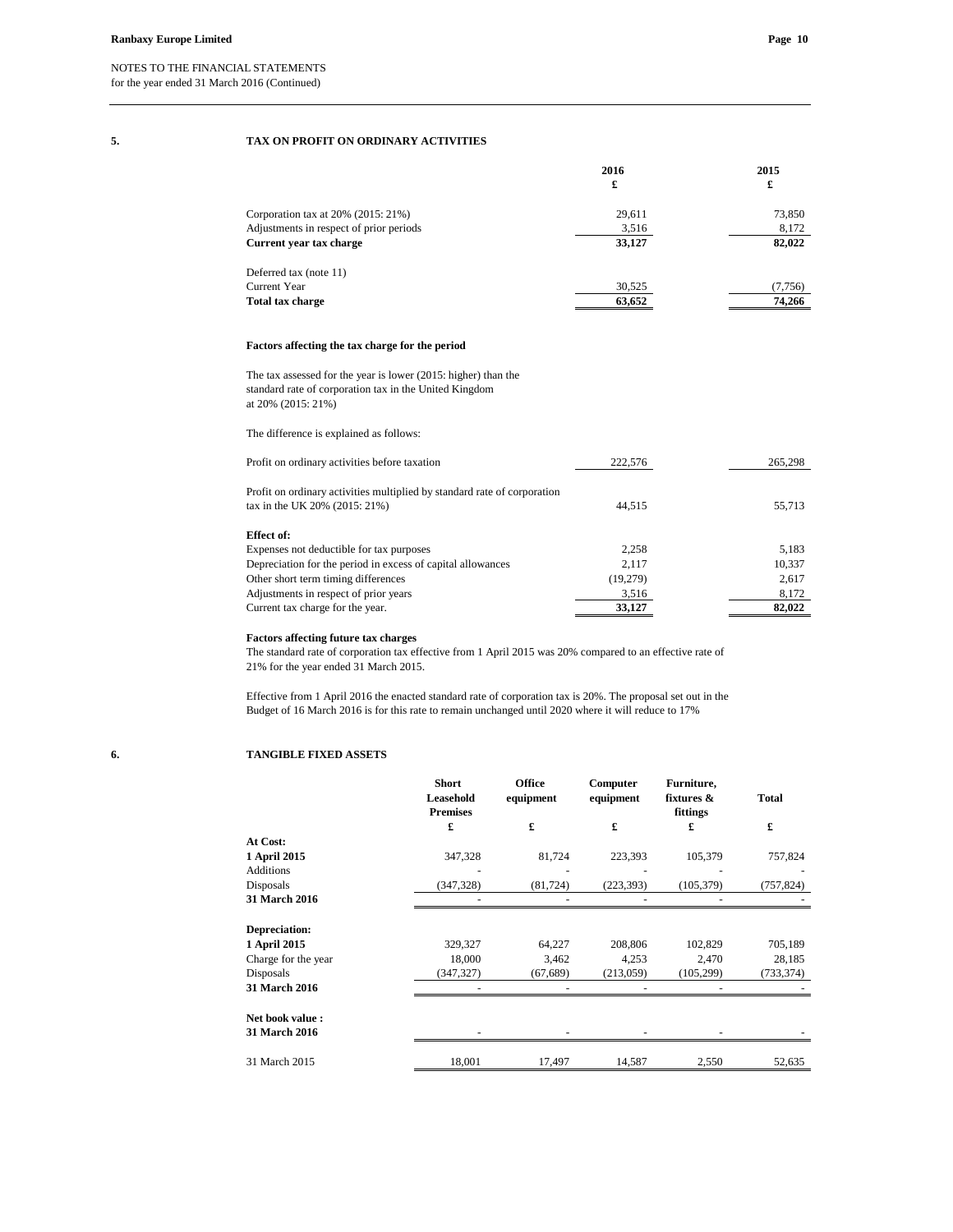NOTES TO THE FINANCIAL STATEMENTS
for the year ended 31 March 2016 (Continued)

## 5. TAX ON PROFIT ON ORDINARY ACTIVITIES

| | 2016 £ | 2015 £ |
|---|---|---|
| Corporation tax at 20% (2015: 21%) | 29,611 | 73,850 |
| Adjustments in respect of prior periods | 3,516 | 8,172 |
| **Current year tax charge** | **33,127** | **82,022** |
| Deferred tax (note 11) | | |
| Current Year | 30,525 | (7,756) |
| **Total tax charge** | **63,652** | **74,266** |

**Factors affecting the tax charge for the period**

The tax assessed for the year is lower (2015: higher) than the standard rate of corporation tax in the United Kingdom at 20% (2015: 21%)

The difference is explained as follows:

| | 2016 £ | 2015 £ |
|---|---|---|
| Profit on ordinary activities before taxation | 222,576 | 265,298 |
| Profit on ordinary activities multiplied by standard rate of corporation tax in the UK 20% (2015: 21%) | 44,515 | 55,713 |
| **Effect of:** | | |
| Expenses not deductible for tax purposes | 2,258 | 5,183 |
| Depreciation for the period in excess of capital allowances | 2,117 | 10,337 |
| Other short term timing differences | (19,279) | 2,617 |
| Adjustments in respect of prior years | 3,516 | 8,172 |
| Current tax charge for the year. | **33,127** | **82,022** |

**Factors affecting future tax charges**

The standard rate of corporation tax effective from 1 April 2015 was 20% compared to an effective rate of 21% for the year ended 31 March 2015.

Effective from 1 April 2016 the enacted standard rate of corporation tax is 20%. The proposal set out in the Budget of 16 March 2016 is for this rate to remain unchanged until 2020 where it will reduce to 17%

## 6. TANGIBLE FIXED ASSETS

| | Short Leasehold Premises £ | Office equipment £ | Computer equipment £ | Furniture, fixtures & fittings £ | Total £ |
|---|---|---|---|---|---|
| **At Cost:** | | | | | |
| **1 April 2015** | 347,328 | 81,724 | 223,393 | 105,379 | 757,824 |
| Additions | - | - | - | - | - |
| Disposals | (347,328) | (81,724) | (223,393) | (105,379) | (757,824) |
| **31 March 2016** | - | - | - | - | - |
| **Depreciation:** | | | | | |
| **1 April 2015** | 329,327 | 64,227 | 208,806 | 102,829 | 705,189 |
| Charge for the year | 18,000 | 3,462 | 4,253 | 2,470 | 28,185 |
| Disposals | (347,327) | (67,689) | (213,059) | (105,299) | (733,374) |
| **31 March 2016** | - | - | - | - | - |
| **Net book value :** | | | | | |
| **31 March 2016** | - | - | - | - | - |
| 31 March 2015 | 18,001 | 17,497 | 14,587 | 2,550 | 52,635 |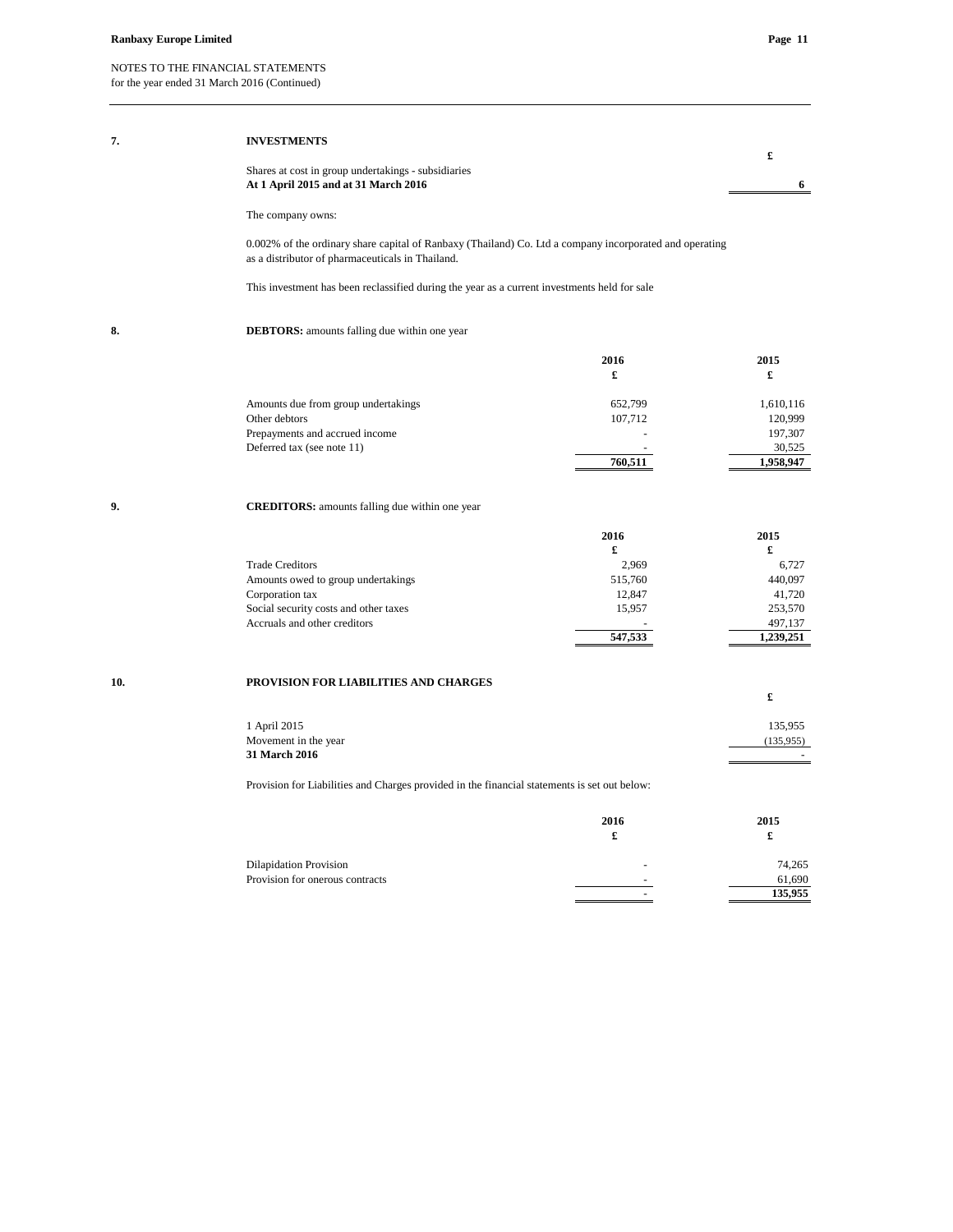NOTES TO THE FINANCIAL STATEMENTS
for the year ended 31 March 2016 (Continued)

## 7. INVESTMENTS

| | £ |
|---|---|
| Shares at cost in group undertakings - subsidiaries | |
| **At 1 April 2015 and at 31 March 2016** | **6** |

The company owns:

0.002% of the ordinary share capital of Ranbaxy (Thailand) Co. Ltd a company incorporated and operating as a distributor of pharmaceuticals in Thailand.

This investment has been reclassified during the year as a current investments held for sale

## 8. DEBTORS: amounts falling due within one year

| | 2016 £ | 2015 £ |
|---|---|---|
| Amounts due from group undertakings | 652,799 | 1,610,116 |
| Other debtors | 107,712 | 120,999 |
| Prepayments and accrued income | - | 197,307 |
| Deferred tax (see note 11) | - | 30,525 |
| | **760,511** | **1,958,947** |

## 9. CREDITORS: amounts falling due within one year

| | 2016 £ | 2015 £ |
|---|---|---|
| Trade Creditors | 2,969 | 6,727 |
| Amounts owed to group undertakings | 515,760 | 440,097 |
| Corporation tax | 12,847 | 41,720 |
| Social security costs and other taxes | 15,957 | 253,570 |
| Accruals and other creditors | - | 497,137 |
| | **547,533** | **1,239,251** |

## 10. PROVISION FOR LIABILITIES AND CHARGES

| | £ |
|---|---|
| 1 April 2015 | 135,955 |
| Movement in the year | (135,955) |
| **31 March 2016** | - |

Provision for Liabilities and Charges provided in the financial statements is set out below:

| | 2016 £ | 2015 £ |
|---|---|---|
| Dilapidation Provision | - | 74,265 |
| Provision for onerous contracts | - | 61,690 |
| | - | **135,955** |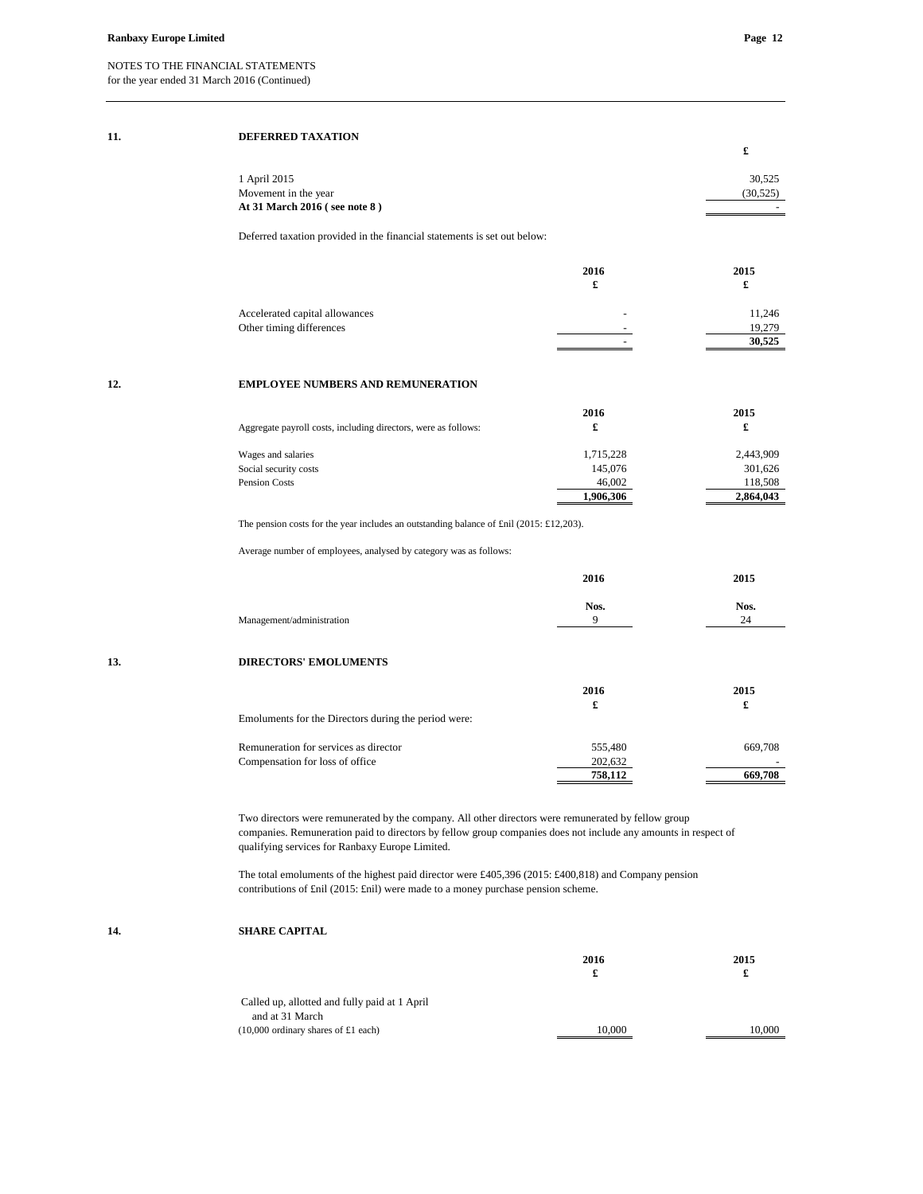NOTES TO THE FINANCIAL STATEMENTS
for the year ended 31 March 2016 (Continued)

## 11. DEFERRED TAXATION

| | £ |
|---|---|
| 1 April 2015 | 30,525 |
| Movement in the year | (30,525) |
| **At 31 March 2016 ( see note 8 )** | - |

Deferred taxation provided in the financial statements is set out below:

| | 2016 £ | 2015 £ |
|---|---|---|
| Accelerated capital allowances | - | 11,246 |
| Other timing differences | - | 19,279 |
| | - | **30,525** |

## 12. EMPLOYEE NUMBERS AND REMUNERATION

| Aggregate payroll costs, including directors, were as follows: | 2016 £ | 2015 £ |
|---|---|---|
| Wages and salaries | 1,715,228 | 2,443,909 |
| Social security costs | 145,076 | 301,626 |
| Pension Costs | 46,002 | 118,508 |
| | **1,906,306** | **2,864,043** |

The pension costs for the year includes an outstanding balance of £nil (2015: £12,203).

Average number of employees, analysed by category was as follows:

| | 2016 Nos. | 2015 Nos. |
|---|---|---|
| Management/administration | 9 | 24 |

## 13. DIRECTORS' EMOLUMENTS

| Emoluments for the Directors during the period were: | 2016 £ | 2015 £ |
|---|---|---|
| Remuneration for services as director | 555,480 | 669,708 |
| Compensation for loss of office | 202,632 | - |
| | **758,112** | **669,708** |

Two directors were remunerated by the company. All other directors were remunerated by fellow group companies. Remuneration paid to directors by fellow group companies does not include any amounts in respect of qualifying services for Ranbaxy Europe Limited.

The total emoluments of the highest paid director were £405,396 (2015: £400,818) and Company pension contributions of £nil (2015: £nil) were made to a money purchase pension scheme.

## 14. SHARE CAPITAL

| | 2016 £ | 2015 £ |
|---|---|---|
| Called up, allotted and fully paid at 1 April and at 31 March (10,000 ordinary shares of £1 each) | 10,000 | 10,000 |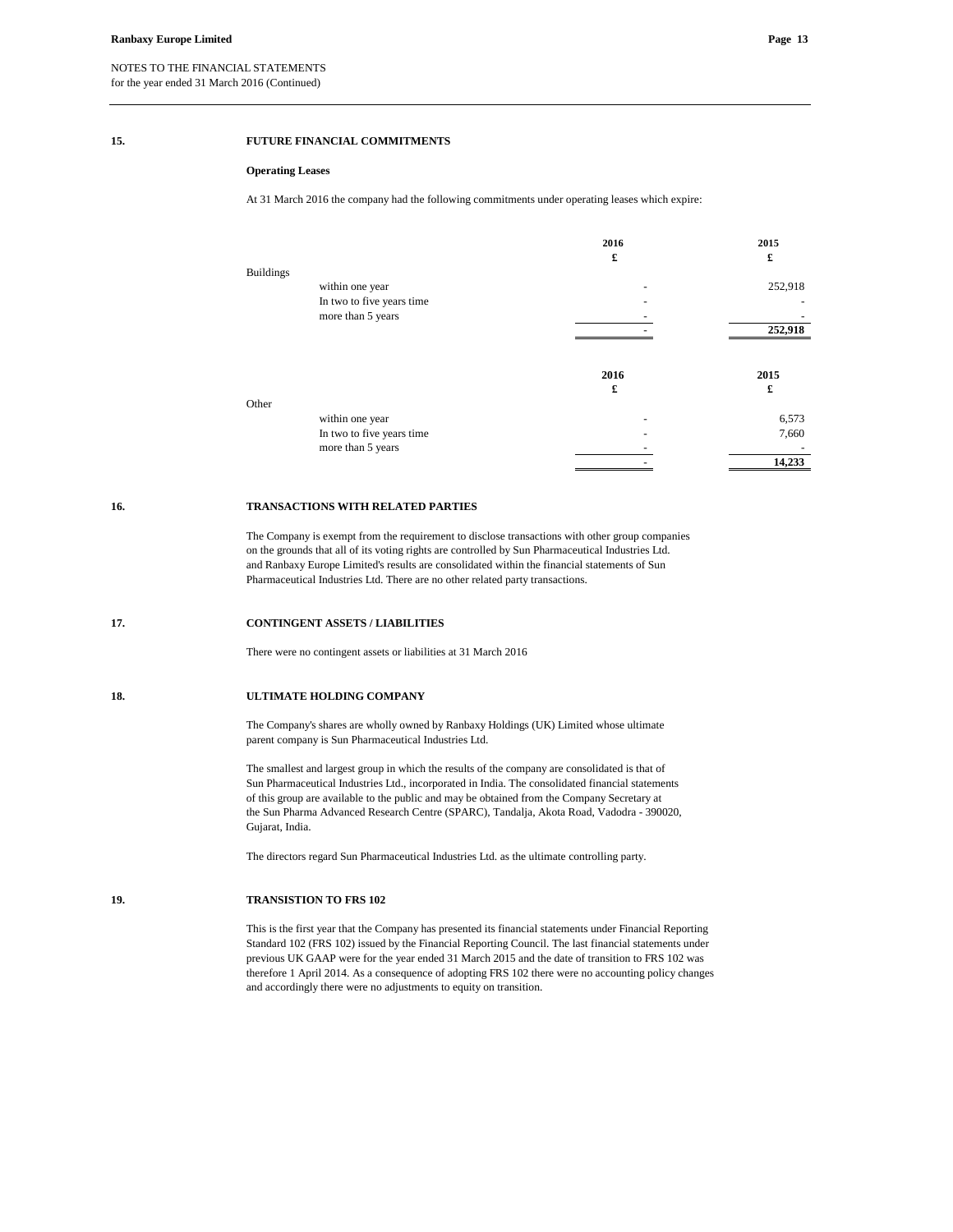NOTES TO THE FINANCIAL STATEMENTS
for the year ended 31 March 2016 (Continued)

## 15. FUTURE FINANCIAL COMMITMENTS

**Operating Leases**

At 31 March 2016 the company had the following commitments under operating leases which expire:

| | 2016 £ | 2015 £ |
|---|---|---|
| **Buildings** | | |
| within one year | - | 252,918 |
| In two to five years time | - | - |
| more than 5 years | - | - |
| | - | **252,918** |

| | 2016 £ | 2015 £ |
|---|---|---|
| **Other** | | |
| within one year | - | 6,573 |
| In two to five years time | - | 7,660 |
| more than 5 years | - | - |
| | - | **14,233** |

## 16. TRANSACTIONS WITH RELATED PARTIES

The Company is exempt from the requirement to disclose transactions with other group companies on the grounds that all of its voting rights are controlled by Sun Pharmaceutical Industries Ltd. and Ranbaxy Europe Limited's results are consolidated within the financial statements of Sun Pharmaceutical Industries Ltd. There are no other related party transactions.

## 17. CONTINGENT ASSETS / LIABILITIES

There were no contingent assets or liabilities at 31 March 2016

## 18. ULTIMATE HOLDING COMPANY

The Company's shares are wholly owned by Ranbaxy Holdings (UK) Limited whose ultimate parent company is Sun Pharmaceutical Industries Ltd.

The smallest and largest group in which the results of the company are consolidated is that of Sun Pharmaceutical Industries Ltd., incorporated in India. The consolidated financial statements of this group are available to the public and may be obtained from the Company Secretary at the Sun Pharma Advanced Research Centre (SPARC), Tandalja, Akota Road, Vadodra - 390020, Gujarat, India.

The directors regard Sun Pharmaceutical Industries Ltd. as the ultimate controlling party.

## 19. TRANSISTION TO FRS 102

This is the first year that the Company has presented its financial statements under Financial Reporting Standard 102 (FRS 102) issued by the Financial Reporting Council. The last financial statements under previous UK GAAP were for the year ended 31 March 2015 and the date of transition to FRS 102 was therefore 1 April 2014. As a consequence of adopting FRS 102 there were no accounting policy changes and accordingly there were no adjustments to equity on transition.